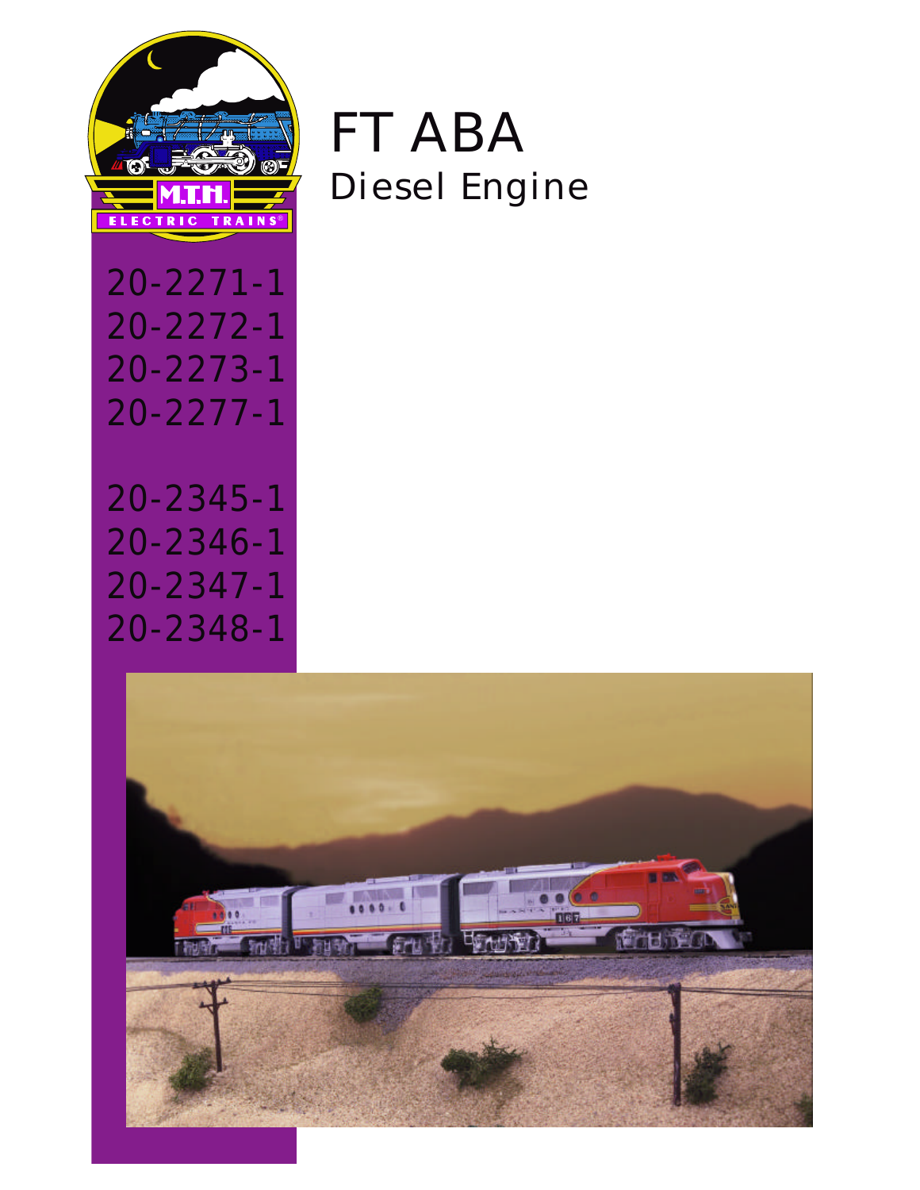# FT ABA

## Diesel Engine

20-2271-1
20-2272-1
20-2273-1
20-2277-1

20-2345-1
20-2346-1
20-2347-1
20-2348-1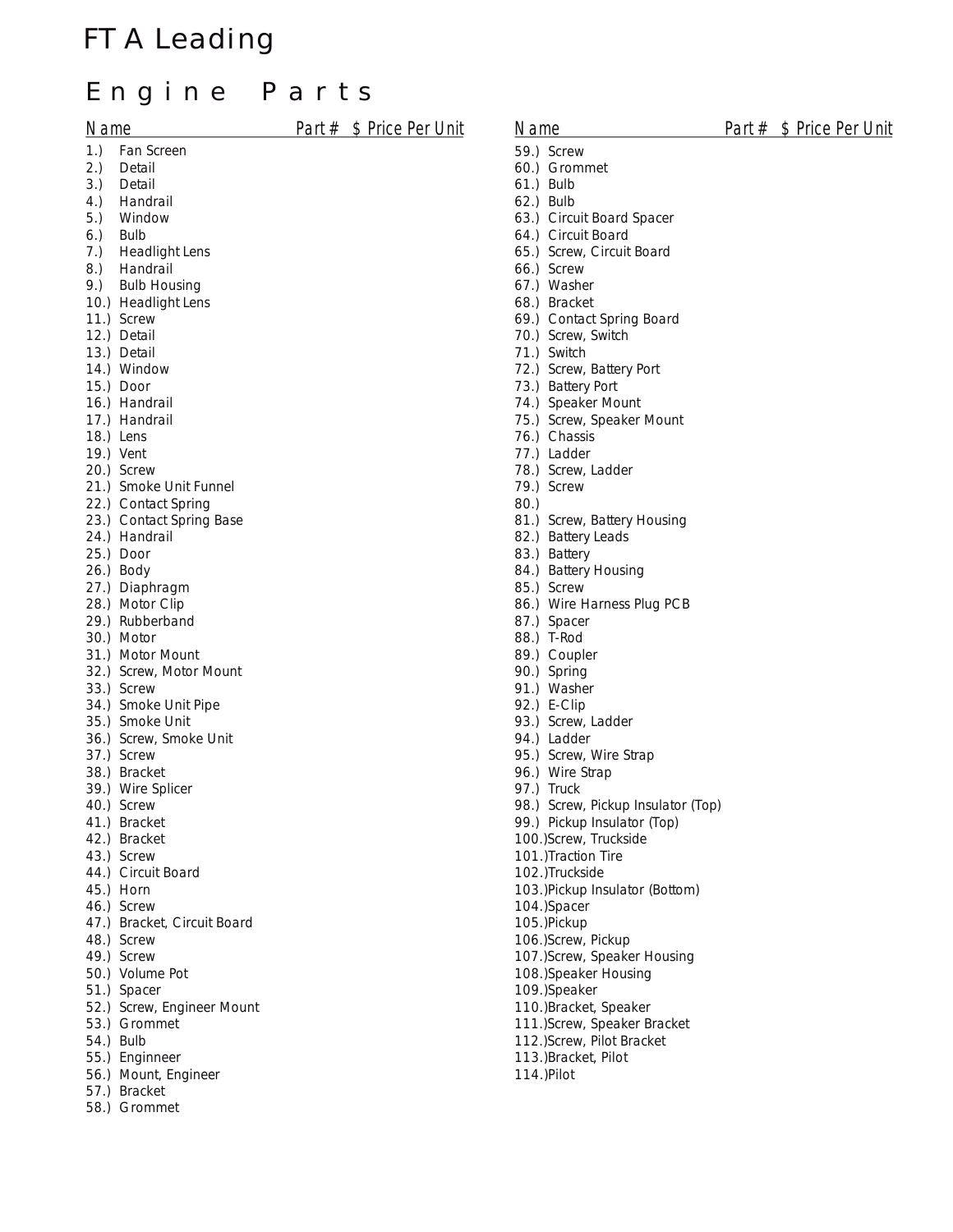# FT A Leading

## Engine Parts

| Name | Part # | $ Price Per Unit |
|---|---|---|
| 1.) Fan Screen | | |
| 2.) Detail | | |
| 3.) Detail | | |
| 4.) Handrail | | |
| 5.) Window | | |
| 6.) Bulb | | |
| 7.) Headlight Lens | | |
| 8.) Handrail | | |
| 9.) Bulb Housing | | |
| 10.) Headlight Lens | | |
| 11.) Screw | | |
| 12.) Detail | | |
| 13.) Detail | | |
| 14.) Window | | |
| 15.) Door | | |
| 16.) Handrail | | |
| 17.) Handrail | | |
| 18.) Lens | | |
| 19.) Vent | | |
| 20.) Screw | | |
| 21.) Smoke Unit Funnel | | |
| 22.) Contact Spring | | |
| 23.) Contact Spring Base | | |
| 24.) Handrail | | |
| 25.) Door | | |
| 26.) Body | | |
| 27.) Diaphragm | | |
| 28.) Motor Clip | | |
| 29.) Rubberband | | |
| 30.) Motor | | |
| 31.) Motor Mount | | |
| 32.) Screw, Motor Mount | | |
| 33.) Screw | | |
| 34.) Smoke Unit Pipe | | |
| 35.) Smoke Unit | | |
| 36.) Screw, Smoke Unit | | |
| 37.) Screw | | |
| 38.) Bracket | | |
| 39.) Wire Splicer | | |
| 40.) Screw | | |
| 41.) Bracket | | |
| 42.) Bracket | | |
| 43.) Screw | | |
| 44.) Circuit Board | | |
| 45.) Horn | | |
| 46.) Screw | | |
| 47.) Bracket, Circuit Board | | |
| 48.) Screw | | |
| 49.) Screw | | |
| 50.) Volume Pot | | |
| 51.) Spacer | | |
| 52.) Screw, Engineer Mount | | |
| 53.) Grommet | | |
| 54.) Bulb | | |
| 55.) Enginneer | | |
| 56.) Mount, Engineer | | |
| 57.) Bracket | | |
| 58.) Grommet | | |
| 59.) Screw | | |
| 60.) Grommet | | |
| 61.) Bulb | | |
| 62.) Bulb | | |
| 63.) Circuit Board Spacer | | |
| 64.) Circuit Board | | |
| 65.) Screw, Circuit Board | | |
| 66.) Screw | | |
| 67.) Washer | | |
| 68.) Bracket | | |
| 69.) Contact Spring Board | | |
| 70.) Screw, Switch | | |
| 71.) Switch | | |
| 72.) Screw, Battery Port | | |
| 73.) Battery Port | | |
| 74.) Speaker Mount | | |
| 75.) Screw, Speaker Mount | | |
| 76.) Chassis | | |
| 77.) Ladder | | |
| 78.) Screw, Ladder | | |
| 79.) Screw | | |
| 80.) | | |
| 81.) Screw, Battery Housing | | |
| 82.) Battery Leads | | |
| 83.) Battery | | |
| 84.) Battery Housing | | |
| 85.) Screw | | |
| 86.) Wire Harness Plug PCB | | |
| 87.) Spacer | | |
| 88.) T-Rod | | |
| 89.) Coupler | | |
| 90.) Spring | | |
| 91.) Washer | | |
| 92.) E-Clip | | |
| 93.) Screw, Ladder | | |
| 94.) Ladder | | |
| 95.) Screw, Wire Strap | | |
| 96.) Wire Strap | | |
| 97.) Truck | | |
| 98.) Screw, Pickup Insulator (Top) | | |
| 99.) Pickup Insulator (Top) | | |
| 100.) Screw, Truckside | | |
| 101.) Traction Tire | | |
| 102.) Truckside | | |
| 103.) Pickup Insulator (Bottom) | | |
| 104.) Spacer | | |
| 105.) Pickup | | |
| 106.) Screw, Pickup | | |
| 107.) Screw, Speaker Housing | | |
| 108.) Speaker Housing | | |
| 109.) Speaker | | |
| 110.) Bracket, Speaker | | |
| 111.) Screw, Speaker Bracket | | |
| 112.) Screw, Pilot Bracket | | |
| 113.) Bracket, Pilot | | |
| 114.) Pilot | | |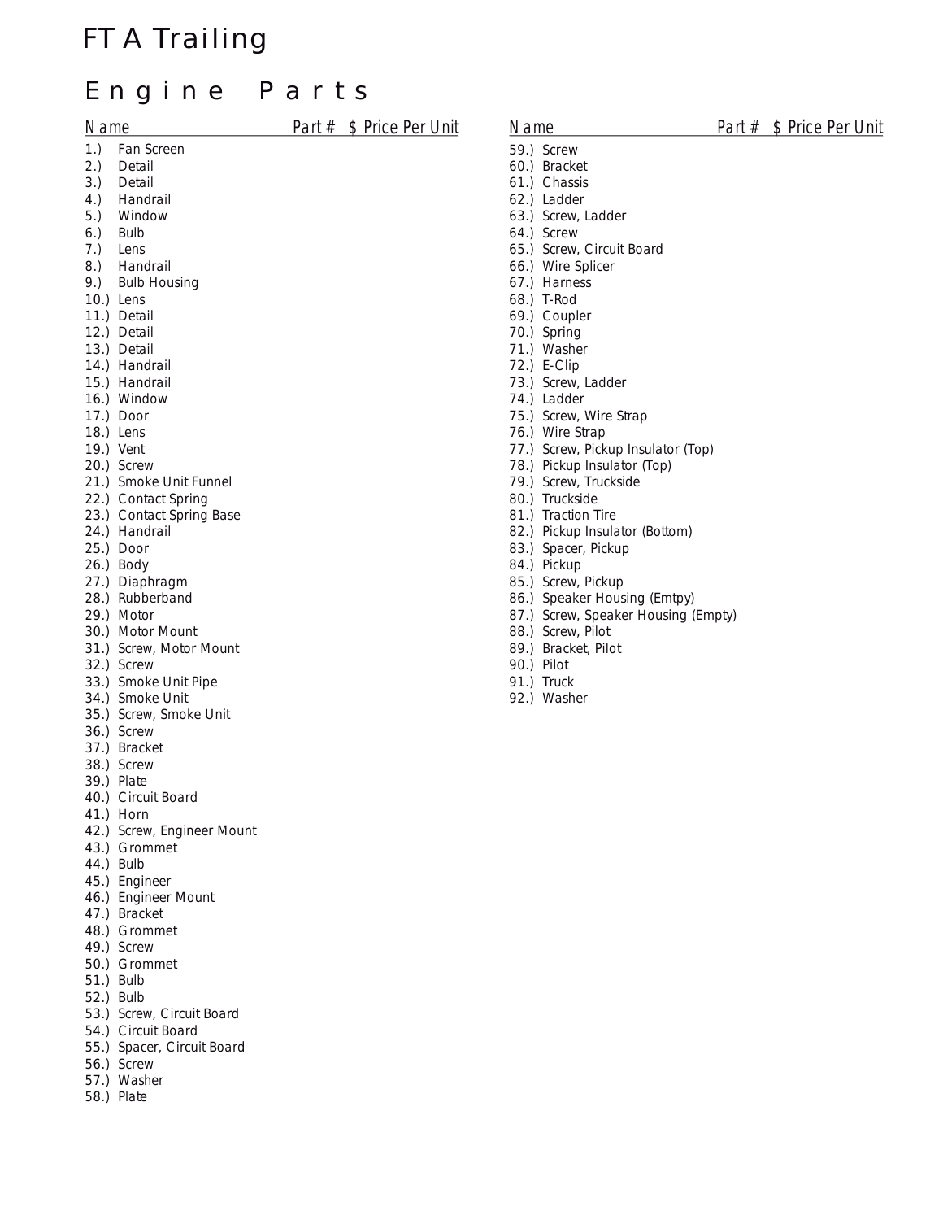# FT A Trailing

## Engine Parts

| Name | Part # | $ Price Per Unit |
|---|---|---|
| 1.) Fan Screen | | |
| 2.) Detail | | |
| 3.) Detail | | |
| 4.) Handrail | | |
| 5.) Window | | |
| 6.) Bulb | | |
| 7.) Lens | | |
| 8.) Handrail | | |
| 9.) Bulb Housing | | |
| 10.) Lens | | |
| 11.) Detail | | |
| 12.) Detail | | |
| 13.) Detail | | |
| 14.) Handrail | | |
| 15.) Handrail | | |
| 16.) Window | | |
| 17.) Door | | |
| 18.) Lens | | |
| 19.) Vent | | |
| 20.) Screw | | |
| 21.) Smoke Unit Funnel | | |
| 22.) Contact Spring | | |
| 23.) Contact Spring Base | | |
| 24.) Handrail | | |
| 25.) Door | | |
| 26.) Body | | |
| 27.) Diaphragm | | |
| 28.) Rubberband | | |
| 29.) Motor | | |
| 30.) Motor Mount | | |
| 31.) Screw, Motor Mount | | |
| 32.) Screw | | |
| 33.) Smoke Unit Pipe | | |
| 34.) Smoke Unit | | |
| 35.) Screw, Smoke Unit | | |
| 36.) Screw | | |
| 37.) Bracket | | |
| 38.) Screw | | |
| 39.) Plate | | |
| 40.) Circuit Board | | |
| 41.) Horn | | |
| 42.) Screw, Engineer Mount | | |
| 43.) Grommet | | |
| 44.) Bulb | | |
| 45.) Engineer | | |
| 46.) Engineer Mount | | |
| 47.) Bracket | | |
| 48.) Grommet | | |
| 49.) Screw | | |
| 50.) Grommet | | |
| 51.) Bulb | | |
| 52.) Bulb | | |
| 53.) Screw, Circuit Board | | |
| 54.) Circuit Board | | |
| 55.) Spacer, Circuit Board | | |
| 56.) Screw | | |
| 57.) Washer | | |
| 58.) Plate | | |
| 59.) Screw | | |
| 60.) Bracket | | |
| 61.) Chassis | | |
| 62.) Ladder | | |
| 63.) Screw, Ladder | | |
| 64.) Screw | | |
| 65.) Screw, Circuit Board | | |
| 66.) Wire Splicer | | |
| 67.) Harness | | |
| 68.) T-Rod | | |
| 69.) Coupler | | |
| 70.) Spring | | |
| 71.) Washer | | |
| 72.) E-Clip | | |
| 73.) Screw, Ladder | | |
| 74.) Ladder | | |
| 75.) Screw, Wire Strap | | |
| 76.) Wire Strap | | |
| 77.) Screw, Pickup Insulator (Top) | | |
| 78.) Pickup Insulator (Top) | | |
| 79.) Screw, Truckside | | |
| 80.) Truckside | | |
| 81.) Traction Tire | | |
| 82.) Pickup Insulator (Bottom) | | |
| 83.) Spacer, Pickup | | |
| 84.) Pickup | | |
| 85.) Screw, Pickup | | |
| 86.) Speaker Housing (Emtpy) | | |
| 87.) Screw, Speaker Housing (Empty) | | |
| 88.) Screw, Pilot | | |
| 89.) Bracket, Pilot | | |
| 90.) Pilot | | |
| 91.) Truck | | |
| 92.) Washer | | |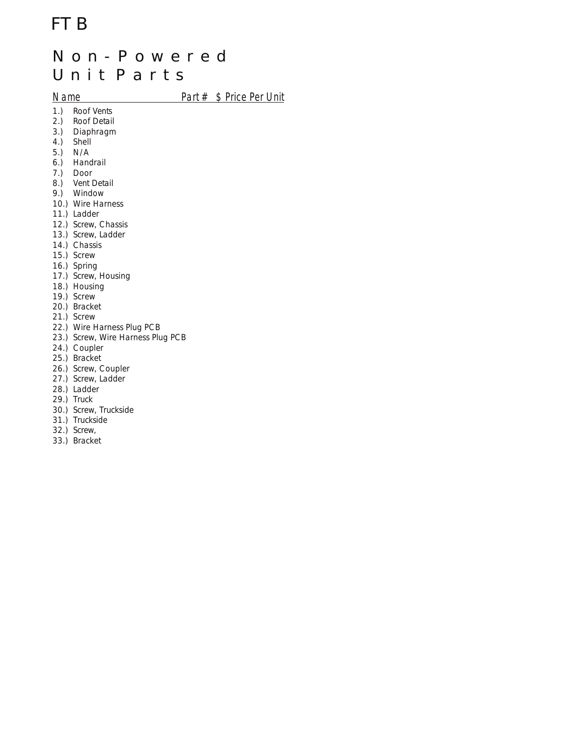# FT B

## Non-Powered Unit Parts

| Name | Part # | $ Price Per Unit |
|---|---|---|
| 1.) Roof Vents | | |
| 2.) Roof Detail | | |
| 3.) Diaphragm | | |
| 4.) Shell | | |
| 5.) N/A | | |
| 6.) Handrail | | |
| 7.) Door | | |
| 8.) Vent Detail | | |
| 9.) Window | | |
| 10.) Wire Harness | | |
| 11.) Ladder | | |
| 12.) Screw, Chassis | | |
| 13.) Screw, Ladder | | |
| 14.) Chassis | | |
| 15.) Screw | | |
| 16.) Spring | | |
| 17.) Screw, Housing | | |
| 18.) Housing | | |
| 19.) Screw | | |
| 20.) Bracket | | |
| 21.) Screw | | |
| 22.) Wire Harness Plug PCB | | |
| 23.) Screw, Wire Harness Plug PCB | | |
| 24.) Coupler | | |
| 25.) Bracket | | |
| 26.) Screw, Coupler | | |
| 27.) Screw, Ladder | | |
| 28.) Ladder | | |
| 29.) Truck | | |
| 30.) Screw, Truckside | | |
| 31.) Truckside | | |
| 32.) Screw, | | |
| 33.) Bracket | | |